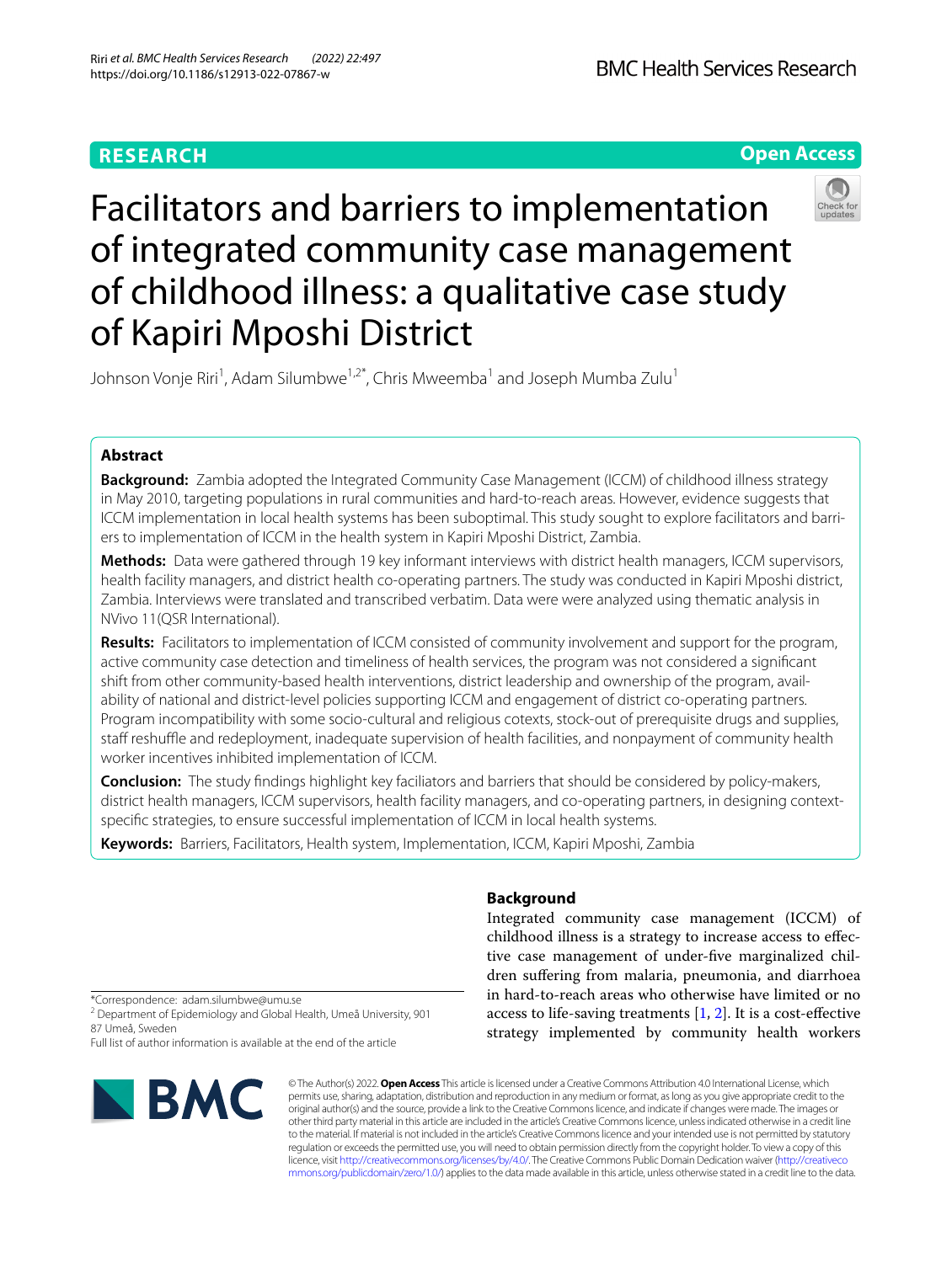RESEARCH

Open Access

# Facilitators and barriers to implementation of integrated community case management of childhood illness: a qualitative case study of Kapiri Mposhi District

Johnson Vonje Riri[1], Adam Silumbwe[1,2*], Chris Mweemba[1] and Joseph Mumba Zulu[1]

## Abstract

**Background:** Zambia adopted the Integrated Community Case Management (ICCM) of childhood illness strategy in May 2010, targeting populations in rural communities and hard-to-reach areas. However, evidence suggests that ICCM implementation in local health systems has been suboptimal. This study sought to explore facilitators and barriers to implementation of ICCM in the health system in Kapiri Mposhi District, Zambia.

**Methods:** Data were gathered through 19 key informant interviews with district health managers, ICCM supervisors, health facility managers, and district health co-operating partners. The study was conducted in Kapiri Mposhi district, Zambia. Interviews were translated and transcribed verbatim. Data were were analyzed using thematic analysis in NVivo 11(QSR International).

**Results:** Facilitators to implementation of ICCM consisted of community involvement and support for the program, active community case detection and timeliness of health services, the program was not considered a significant shift from other community-based health interventions, district leadership and ownership of the program, availability of national and district-level policies supporting ICCM and engagement of district co-operating partners. Program incompatibility with some socio-cultural and religious cotexts, stock-out of prerequisite drugs and supplies, staff reshuffle and redeployment, inadequate supervision of health facilities, and nonpayment of community health worker incentives inhibited implementation of ICCM.

**Conclusion:** The study findings highlight key faciliators and barriers that should be considered by policy-makers, district health managers, ICCM supervisors, health facility managers, and co-operating partners, in designing context-specific strategies, to ensure successful implementation of ICCM in local health systems.

**Keywords:** Barriers, Facilitators, Health system, Implementation, ICCM, Kapiri Mposhi, Zambia

## Background

Integrated community case management (ICCM) of childhood illness is a strategy to increase access to effective case management of under-five marginalized children suffering from malaria, pneumonia, and diarrhoea in hard-to-reach areas who otherwise have limited or no access to life-saving treatments [1, 2]. It is a cost-effective strategy implemented by community health workers

*Correspondence: adam.silumbwe@umu.se

[2] Department of Epidemiology and Global Health, Umeå University, 901 87 Umeå, Sweden

Full list of author information is available at the end of the article

© The Author(s) 2022. **Open Access** This article is licensed under a Creative Commons Attribution 4.0 International License, which permits use, sharing, adaptation, distribution and reproduction in any medium or format, as long as you give appropriate credit to the original author(s) and the source, provide a link to the Creative Commons licence, and indicate if changes were made. The images or other third party material in this article are included in the article's Creative Commons licence, unless indicated otherwise in a credit line to the material. If material is not included in the article's Creative Commons licence and your intended use is not permitted by statutory regulation or exceeds the permitted use, you will need to obtain permission directly from the copyright holder. To view a copy of this licence, visit http://creativecommons.org/licenses/by/4.0/. The Creative Commons Public Domain Dedication waiver (http://creativecommons.org/publicdomain/zero/1.0/) applies to the data made available in this article, unless otherwise stated in a credit line to the data.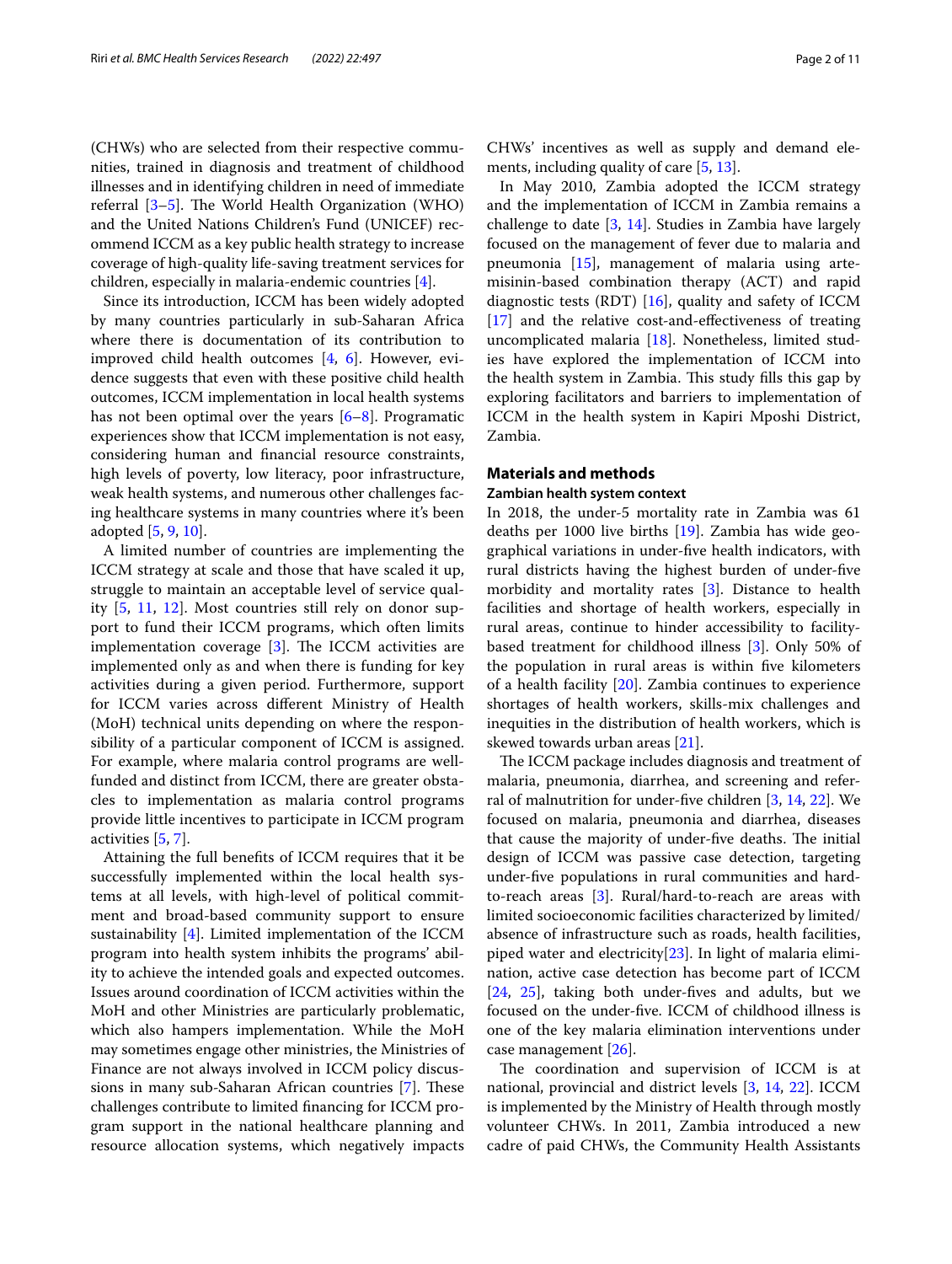(CHWs) who are selected from their respective communities, trained in diagnosis and treatment of childhood illnesses and in identifying children in need of immediate referral [3–5]. The World Health Organization (WHO) and the United Nations Children's Fund (UNICEF) recommend ICCM as a key public health strategy to increase coverage of high-quality life-saving treatment services for children, especially in malaria-endemic countries [4].

Since its introduction, ICCM has been widely adopted by many countries particularly in sub-Saharan Africa where there is documentation of its contribution to improved child health outcomes [4, 6]. However, evidence suggests that even with these positive child health outcomes, ICCM implementation in local health systems has not been optimal over the years [6–8]. Programatic experiences show that ICCM implementation is not easy, considering human and financial resource constraints, high levels of poverty, low literacy, poor infrastructure, weak health systems, and numerous other challenges facing healthcare systems in many countries where it's been adopted [5, 9, 10].

A limited number of countries are implementing the ICCM strategy at scale and those that have scaled it up, struggle to maintain an acceptable level of service quality [5, 11, 12]. Most countries still rely on donor support to fund their ICCM programs, which often limits implementation coverage [3]. The ICCM activities are implemented only as and when there is funding for key activities during a given period. Furthermore, support for ICCM varies across different Ministry of Health (MoH) technical units depending on where the responsibility of a particular component of ICCM is assigned. For example, where malaria control programs are well-funded and distinct from ICCM, there are greater obstacles to implementation as malaria control programs provide little incentives to participate in ICCM program activities [5, 7].

Attaining the full benefits of ICCM requires that it be successfully implemented within the local health systems at all levels, with high-level of political commitment and broad-based community support to ensure sustainability [4]. Limited implementation of the ICCM program into health system inhibits the programs' ability to achieve the intended goals and expected outcomes. Issues around coordination of ICCM activities within the MoH and other Ministries are particularly problematic, which also hampers implementation. While the MoH may sometimes engage other ministries, the Ministries of Finance are not always involved in ICCM policy discussions in many sub-Saharan African countries [7]. These challenges contribute to limited financing for ICCM program support in the national healthcare planning and resource allocation systems, which negatively impacts CHWs' incentives as well as supply and demand elements, including quality of care [5, 13].

In May 2010, Zambia adopted the ICCM strategy and the implementation of ICCM in Zambia remains a challenge to date [3, 14]. Studies in Zambia have largely focused on the management of fever due to malaria and pneumonia [15], management of malaria using artemisinin-based combination therapy (ACT) and rapid diagnostic tests (RDT) [16], quality and safety of ICCM [17] and the relative cost-and-effectiveness of treating uncomplicated malaria [18]. Nonetheless, limited studies have explored the implementation of ICCM into the health system in Zambia. This study fills this gap by exploring facilitators and barriers to implementation of ICCM in the health system in Kapiri Mposhi District, Zambia.

## Materials and methods

### Zambian health system context

In 2018, the under-5 mortality rate in Zambia was 61 deaths per 1000 live births [19]. Zambia has wide geographical variations in under-five health indicators, with rural districts having the highest burden of under-five morbidity and mortality rates [3]. Distance to health facilities and shortage of health workers, especially in rural areas, continue to hinder accessibility to facility-based treatment for childhood illness [3]. Only 50% of the population in rural areas is within five kilometers of a health facility [20]. Zambia continues to experience shortages of health workers, skills-mix challenges and inequities in the distribution of health workers, which is skewed towards urban areas [21].

The ICCM package includes diagnosis and treatment of malaria, pneumonia, diarrhea, and screening and referral of malnutrition for under-five children [3, 14, 22]. We focused on malaria, pneumonia and diarrhea, diseases that cause the majority of under-five deaths. The initial design of ICCM was passive case detection, targeting under-five populations in rural communities and hard-to-reach areas [3]. Rural/hard-to-reach are areas with limited socioeconomic facilities characterized by limited/absence of infrastructure such as roads, health facilities, piped water and electricity[23]. In light of malaria elimination, active case detection has become part of ICCM [24, 25], taking both under-fives and adults, but we focused on the under-five. ICCM of childhood illness is one of the key malaria elimination interventions under case management [26].

The coordination and supervision of ICCM is at national, provincial and district levels [3, 14, 22]. ICCM is implemented by the Ministry of Health through mostly volunteer CHWs. In 2011, Zambia introduced a new cadre of paid CHWs, the Community Health Assistants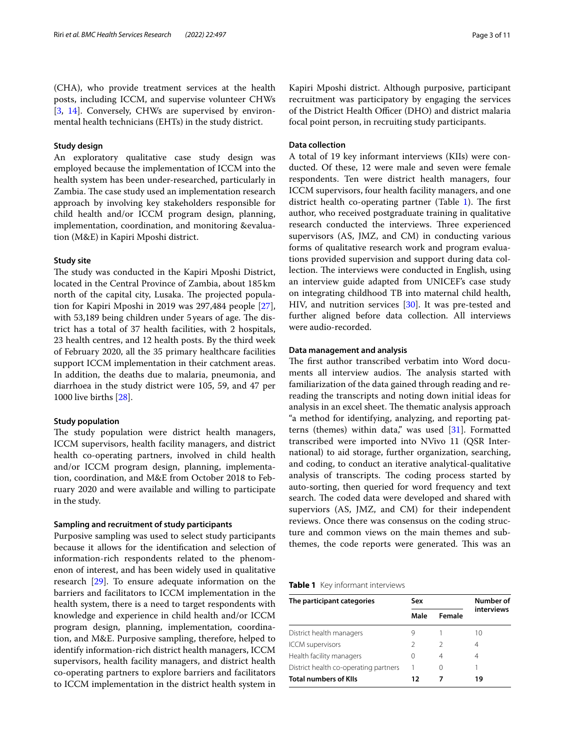(CHA), who provide treatment services at the health posts, including ICCM, and supervise volunteer CHWs [3, 14]. Conversely, CHWs are supervised by environmental health technicians (EHTs) in the study district.

### Study design

An exploratory qualitative case study design was employed because the implementation of ICCM into the health system has been under-researched, particularly in Zambia. The case study used an implementation research approach by involving key stakeholders responsible for child health and/or ICCM program design, planning, implementation, coordination, and monitoring &evaluation (M&E) in Kapiri Mposhi district.

### Study site

The study was conducted in the Kapiri Mposhi District, located in the Central Province of Zambia, about 185 km north of the capital city, Lusaka. The projected population for Kapiri Mposhi in 2019 was 297,484 people [27], with 53,189 being children under 5 years of age. The district has a total of 37 health facilities, with 2 hospitals, 23 health centres, and 12 health posts. By the third week of February 2020, all the 35 primary healthcare facilities support ICCM implementation in their catchment areas. In addition, the deaths due to malaria, pneumonia, and diarrhoea in the study district were 105, 59, and 47 per 1000 live births [28].

### Study population

The study population were district health managers, ICCM supervisors, health facility managers, and district health co-operating partners, involved in child health and/or ICCM program design, planning, implementation, coordination, and M&E from October 2018 to February 2020 and were available and willing to participate in the study.

### Sampling and recruitment of study participants

Purposive sampling was used to select study participants because it allows for the identification and selection of information-rich respondents related to the phenomenon of interest, and has been widely used in qualitative research [29]. To ensure adequate information on the barriers and facilitators to ICCM implementation in the health system, there is a need to target respondents with knowledge and experience in child health and/or ICCM program design, planning, implementation, coordination, and M&E. Purposive sampling, therefore, helped to identify information-rich district health managers, ICCM supervisors, health facility managers, and district health co-operating partners to explore barriers and facilitators to ICCM implementation in the district health system in Kapiri Mposhi district. Although purposive, participant recruitment was participatory by engaging the services of the District Health Officer (DHO) and district malaria focal point person, in recruiting study participants.

### Data collection

A total of 19 key informant interviews (KIIs) were conducted. Of these, 12 were male and seven were female respondents. Ten were district health managers, four ICCM supervisors, four health facility managers, and one district health co-operating partner (Table 1). The first author, who received postgraduate training in qualitative research conducted the interviews. Three experienced supervisors (AS, JMZ, and CM) in conducting various forms of qualitative research work and program evaluations provided supervision and support during data collection. The interviews were conducted in English, using an interview guide adapted from UNICEF's case study on integrating childhood TB into maternal child health, HIV, and nutrition services [30]. It was pre-tested and further aligned before data collection. All interviews were audio-recorded.

### Data management and analysis

The first author transcribed verbatim into Word documents all interview audios. The analysis started with familiarization of the data gained through reading and re-reading the transcripts and noting down initial ideas for analysis in an excel sheet. The thematic analysis approach "a method for identifying, analyzing, and reporting patterns (themes) within data," was used [31]. Formatted transcribed were imported into NVivo 11 (QSR International) to aid storage, further organization, searching, and coding, to conduct an iterative analytical-qualitative analysis of transcripts. The coding process started by auto-sorting, then queried for word frequency and text search. The coded data were developed and shared with superviors (AS, JMZ, and CM) for their independent reviews. Once there was consensus on the coding structure and common views on the main themes and sub-themes, the code reports were generated. This was an

**Table 1** Key informant interviews

| The participant categories | Sex | | Number of interviews |
|---|---|---|---|
| | Male | Female | |
| District health managers | 9 | 1 | 10 |
| ICCM supervisors | 2 | 2 | 4 |
| Health facility managers | 0 | 4 | 4 |
| District health co-operating partners | 1 | 0 | 1 |
| **Total numbers of KIIs** | **12** | **7** | **19** |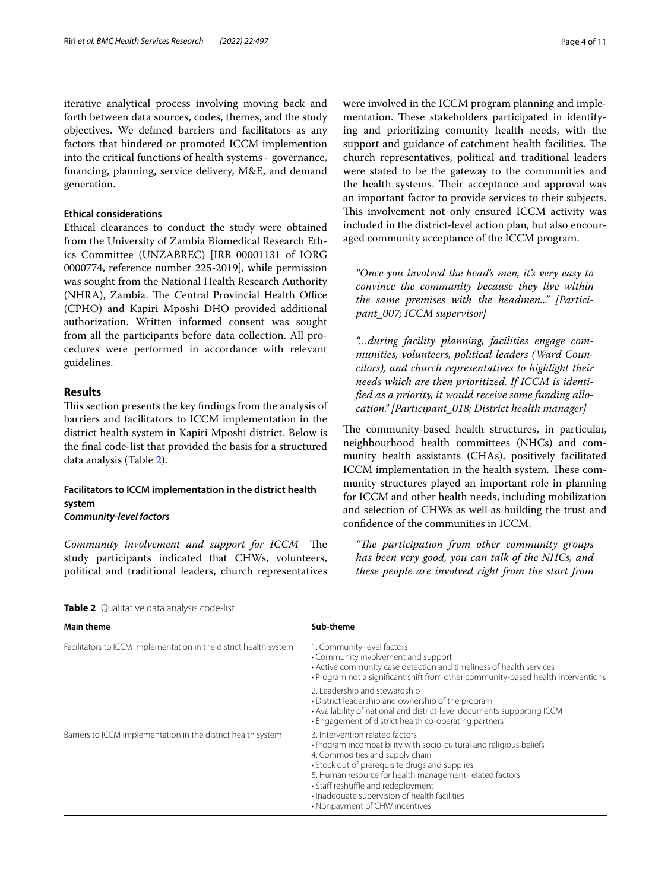iterative analytical process involving moving back and forth between data sources, codes, themes, and the study objectives. We defined barriers and facilitators as any factors that hindered or promoted ICCM implemention into the critical functions of health systems - governance, financing, planning, service delivery, M&E, and demand generation.

#### Ethical considerations

Ethical clearances to conduct the study were obtained from the University of Zambia Biomedical Research Ethics Committee (UNZABREC) [IRB 00001131 of IORG 0000774, reference number 225-2019], while permission was sought from the National Health Research Authority (NHRA), Zambia. The Central Provincial Health Office (CPHO) and Kapiri Mposhi DHO provided additional authorization. Written informed consent was sought from all the participants before data collection. All procedures were performed in accordance with relevant guidelines.

## Results

This section presents the key findings from the analysis of barriers and facilitators to ICCM implementation in the district health system in Kapiri Mposhi district. Below is the final code-list that provided the basis for a structured data analysis (Table 2).

### Facilitators to ICCM implementation in the district health system

#### *Community-level factors*

*Community involvement and support for ICCM* The study participants indicated that CHWs, volunteers, political and traditional leaders, church representatives were involved in the ICCM program planning and implementation. These stakeholders participated in identifying and prioritizing comunity health needs, with the support and guidance of catchment health facilities. The church representatives, political and traditional leaders were stated to be the gateway to the communities and the health systems. Their acceptance and approval was an important factor to provide services to their subjects. This involvement not only ensured ICCM activity was included in the district-level action plan, but also encouraged community acceptance of the ICCM program.

> *"Once you involved the head's men, it's very easy to convince the community because they live within the same premises with the headmen..." [Participant_007; ICCM supervisor]*

> *"…during facility planning, facilities engage communities, volunteers, political leaders (Ward Councilors), and church representatives to highlight their needs which are then prioritized. If ICCM is identified as a priority, it would receive some funding allocation." [Participant_018; District health manager]*

The community-based health structures, in particular, neighbourhood health committees (NHCs) and community health assistants (CHAs), positively facilitated ICCM implementation in the health system. These community structures played an important role in planning for ICCM and other health needs, including mobilization and selection of CHWs as well as building the trust and confidence of the communities in ICCM.

> *"The participation from other community groups has been very good, you can talk of the NHCs, and these people are involved right from the start from*

**Table 2** Qualitative data analysis code-list

| Main theme | Sub-theme |
|---|---|
| Facilitators to ICCM implementation in the district health system | 1. Community-level factors<br>• Community involvement and support<br>• Active community case detection and timeliness of health services<br>• Program not a significant shift from other community-based health interventions |
| | 2. Leadership and stewardship<br>• District leadership and ownership of the program<br>• Availability of national and district-level documents supporting ICCM<br>• Engagement of district health co-operating partners |
| Barriers to ICCM implementation in the district health system | 3. Intervention related factors<br>• Program incompatibility with socio-cultural and religious beliefs<br>4. Commodities and supply chain<br>• Stock out of prerequisite drugs and supplies<br>5. Human resource for health management-related factors<br>• Staff reshuffle and redeployment<br>• Inadequate supervision of health facilities<br>• Nonpayment of CHW incentives |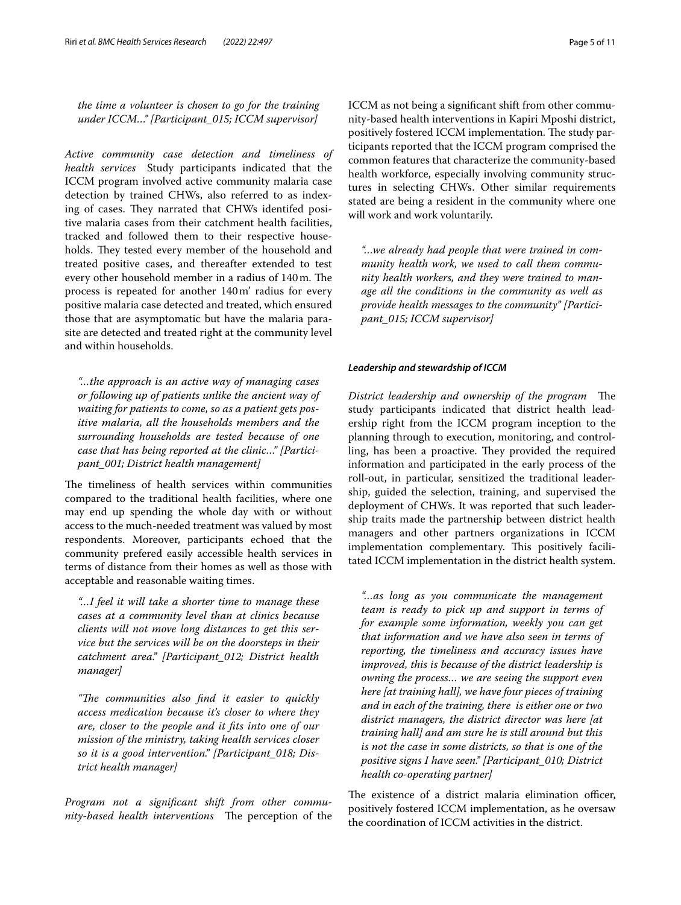*the time a volunteer is chosen to go for the training under ICCM..." [Participant_015; ICCM supervisor]*

*Active community case detection and timeliness of health services* Study participants indicated that the ICCM program involved active community malaria case detection by trained CHWs, also referred to as indexing of cases. They narrated that CHWs identifed positive malaria cases from their catchment health facilities, tracked and followed them to their respective households. They tested every member of the household and treated positive cases, and thereafter extended to test every other household member in a radius of 140 m. The process is repeated for another 140 m' radius for every positive malaria case detected and treated, which ensured those that are asymptomatic but have the malaria parasite are detected and treated right at the community level and within households.

> *"...the approach is an active way of managing cases or following up of patients unlike the ancient way of waiting for patients to come, so as a patient gets positive malaria, all the households members and the surrounding households are tested because of one case that has being reported at the clinic..." [Participant_001; District health management]*

The timeliness of health services within communities compared to the traditional health facilities, where one may end up spending the whole day with or without access to the much-needed treatment was valued by most respondents. Moreover, participants echoed that the community prefered easily accessible health services in terms of distance from their homes as well as those with acceptable and reasonable waiting times.

> *"...I feel it will take a shorter time to manage these cases at a community level than at clinics because clients will not move long distances to get this service but the services will be on the doorsteps in their catchment area." [Participant_012; District health manager]*

> *"The communities also find it easier to quickly access medication because it's closer to where they are, closer to the people and it fits into one of our mission of the ministry, taking health services closer so it is a good intervention." [Participant_018; District health manager]*

*Program not a significant shift from other community-based health interventions* The perception of the ICCM as not being a significant shift from other community-based health interventions in Kapiri Mposhi district, positively fostered ICCM implementation. The study participants reported that the ICCM program comprised the common features that characterize the community-based health workforce, especially involving community structures in selecting CHWs. Other similar requirements stated are being a resident in the community where one will work and work voluntarily.

> *"...we already had people that were trained in community health work, we used to call them community health workers, and they were trained to manage all the conditions in the community as well as provide health messages to the community" [Participant_015; ICCM supervisor]*

#### *Leadership and stewardship of ICCM*

*District leadership and ownership of the program* The study participants indicated that district health leadership right from the ICCM program inception to the planning through to execution, monitoring, and controlling, has been a proactive. They provided the required information and participated in the early process of the roll-out, in particular, sensitized the traditional leadership, guided the selection, training, and supervised the deployment of CHWs. It was reported that such leadership traits made the partnership between district health managers and other partners organizations in ICCM implementation complementary. This positively facilitated ICCM implementation in the district health system.

> *"...as long as you communicate the management team is ready to pick up and support in terms of for example some information, weekly you can get that information and we have also seen in terms of reporting, the timeliness and accuracy issues have improved, this is because of the district leadership is owning the process... we are seeing the support even here [at training hall], we have four pieces of training and in each of the training, there is either one or two district managers, the district director was here [at training hall] and am sure he is still around but this is not the case in some districts, so that is one of the positive signs I have seen." [Participant_010; District health co-operating partner]*

The existence of a district malaria elimination officer, positively fostered ICCM implementation, as he oversaw the coordination of ICCM activities in the district.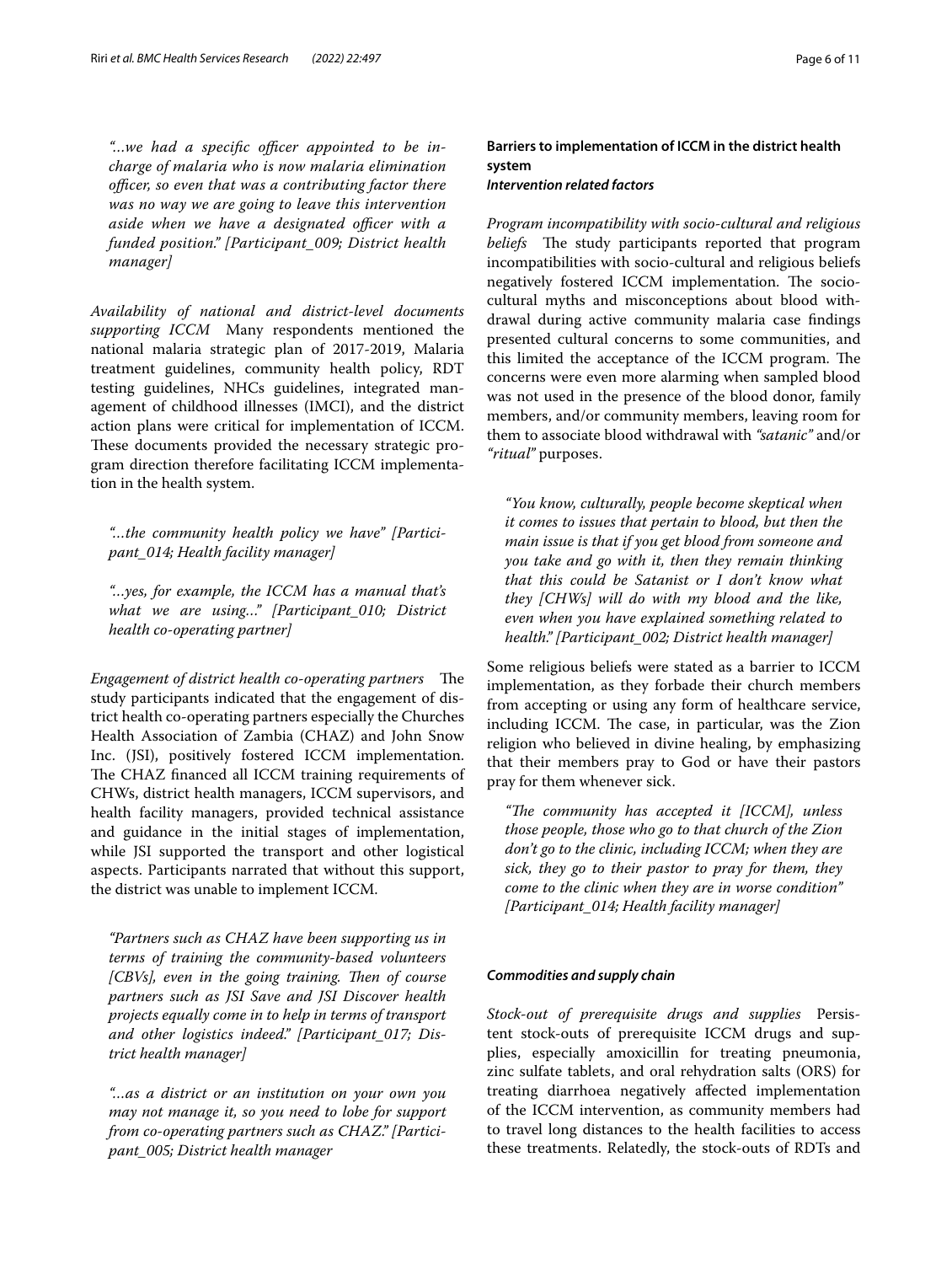*"...we had a specific officer appointed to be in-charge of malaria who is now malaria elimination officer, so even that was a contributing factor there was no way we are going to leave this intervention aside when we have a designated officer with a funded position." [Participant_009; District health manager]*

*Availability of national and district-level documents supporting ICCM* Many respondents mentioned the national malaria strategic plan of 2017-2019, Malaria treatment guidelines, community health policy, RDT testing guidelines, NHCs guidelines, integrated management of childhood illnesses (IMCI), and the district action plans were critical for implementation of ICCM. These documents provided the necessary strategic program direction therefore facilitating ICCM implementation in the health system.

*"...the community health policy we have" [Participant_014; Health facility manager]*

*"...yes, for example, the ICCM has a manual that's what we are using..." [Participant_010; District health co-operating partner]*

*Engagement of district health co-operating partners* The study participants indicated that the engagement of district health co-operating partners especially the Churches Health Association of Zambia (CHAZ) and John Snow Inc. (JSI), positively fostered ICCM implementation. The CHAZ financed all ICCM training requirements of CHWs, district health managers, ICCM supervisors, and health facility managers, provided technical assistance and guidance in the initial stages of implementation, while JSI supported the transport and other logistical aspects. Participants narrated that without this support, the district was unable to implement ICCM.

*"Partners such as CHAZ have been supporting us in terms of training the community-based volunteers [CBVs], even in the going training. Then of course partners such as JSI Save and JSI Discover health projects equally come in to help in terms of transport and other logistics indeed." [Participant_017; District health manager]*

*"...as a district or an institution on your own you may not manage it, so you need to lobe for support from co-operating partners such as CHAZ." [Participant_005; District health manager*

### Barriers to implementation of ICCM in the district health system

#### *Intervention related factors*

*Program incompatibility with socio-cultural and religious beliefs* The study participants reported that program incompatibilities with socio-cultural and religious beliefs negatively fostered ICCM implementation. The socio-cultural myths and misconceptions about blood withdrawal during active community malaria case findings presented cultural concerns to some communities, and this limited the acceptance of the ICCM program. The concerns were even more alarming when sampled blood was not used in the presence of the blood donor, family members, and/or community members, leaving room for them to associate blood withdrawal with *"satanic"* and/or *"ritual"* purposes.

*"You know, culturally, people become skeptical when it comes to issues that pertain to blood, but then the main issue is that if you get blood from someone and you take and go with it, then they remain thinking that this could be Satanist or I don't know what they [CHWs] will do with my blood and the like, even when you have explained something related to health." [Participant_002; District health manager]*

Some religious beliefs were stated as a barrier to ICCM implementation, as they forbade their church members from accepting or using any form of healthcare service, including ICCM. The case, in particular, was the Zion religion who believed in divine healing, by emphasizing that their members pray to God or have their pastors pray for them whenever sick.

*"The community has accepted it [ICCM], unless those people, those who go to that church of the Zion don't go to the clinic, including ICCM; when they are sick, they go to their pastor to pray for them, they come to the clinic when they are in worse condition" [Participant_014; Health facility manager]*

#### *Commodities and supply chain*

*Stock-out of prerequisite drugs and supplies* Persistent stock-outs of prerequisite ICCM drugs and supplies, especially amoxicillin for treating pneumonia, zinc sulfate tablets, and oral rehydration salts (ORS) for treating diarrhoea negatively affected implementation of the ICCM intervention, as community members had to travel long distances to the health facilities to access these treatments. Relatedly, the stock-outs of RDTs and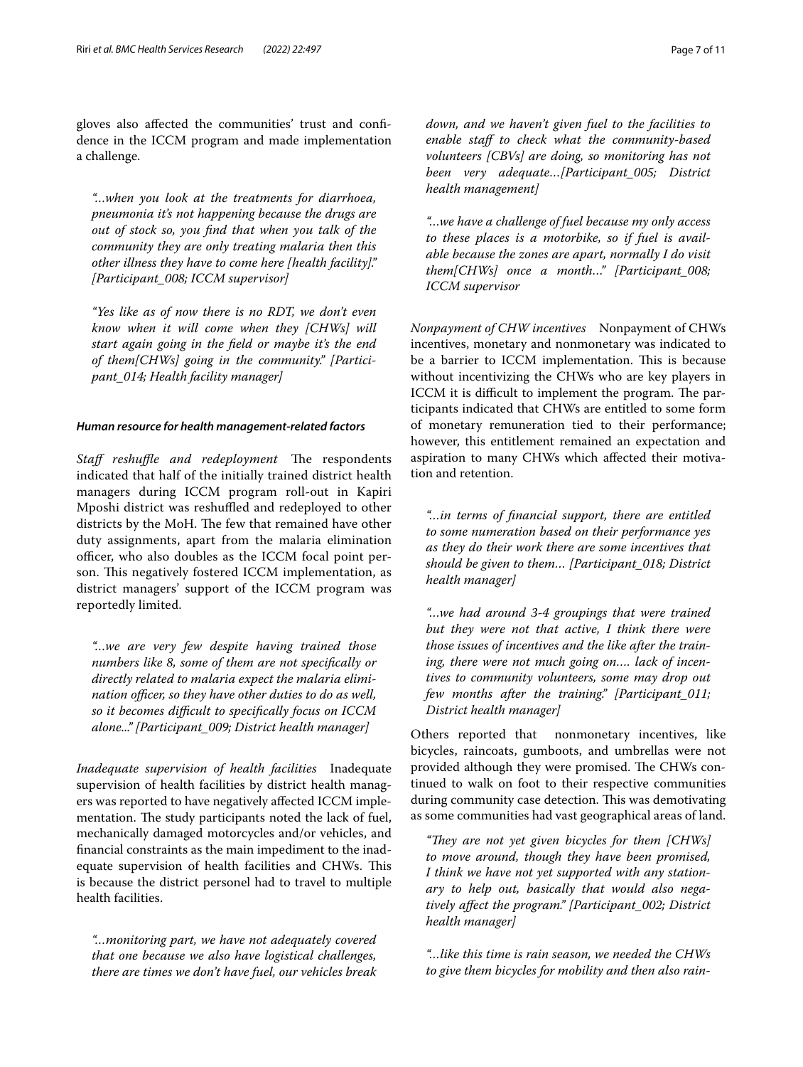gloves also affected the communities' trust and confidence in the ICCM program and made implementation a challenge.

> *"...when you look at the treatments for diarrhoea, pneumonia it's not happening because the drugs are out of stock so, you find that when you talk of the community they are only treating malaria then this other illness they have to come here [health facility]." [Participant_008; ICCM supervisor]*

> *"Yes like as of now there is no RDT, we don't even know when it will come when they [CHWs] will start again going in the field or maybe it's the end of them[CHWs] going in the community." [Participant_014; Health facility manager]*

#### *Human resource for health management-related factors*

*Staff reshuffle and redeployment* The respondents indicated that half of the initially trained district health managers during ICCM program roll-out in Kapiri Mposhi district was reshuffled and redeployed to other districts by the MoH. The few that remained have other duty assignments, apart from the malaria elimination officer, who also doubles as the ICCM focal point person. This negatively fostered ICCM implementation, as district managers' support of the ICCM program was reportedly limited.

> *"...we are very few despite having trained those numbers like 8, some of them are not specifically or directly related to malaria expect the malaria elimination officer, so they have other duties to do as well, so it becomes difficult to specifically focus on ICCM alone..." [Participant_009; District health manager]*

*Inadequate supervision of health facilities* Inadequate supervision of health facilities by district health managers was reported to have negatively affected ICCM implementation. The study participants noted the lack of fuel, mechanically damaged motorcycles and/or vehicles, and financial constraints as the main impediment to the inadequate supervision of health facilities and CHWs. This is because the district personel had to travel to multiple health facilities.

> *"...monitoring part, we have not adequately covered that one because we also have logistical challenges, there are times we don't have fuel, our vehicles break down, and we haven't given fuel to the facilities to enable staff to check what the community-based volunteers [CBVs] are doing, so monitoring has not been very adequate...[Participant_005; District health management]*

> *"...we have a challenge of fuel because my only access to these places is a motorbike, so if fuel is available because the zones are apart, normally I do visit them[CHWs] once a month..." [Participant_008; ICCM supervisor*

*Nonpayment of CHW incentives* Nonpayment of CHWs incentives, monetary and nonmonetary was indicated to be a barrier to ICCM implementation. This is because without incentivizing the CHWs who are key players in ICCM it is difficult to implement the program. The participants indicated that CHWs are entitled to some form of monetary remuneration tied to their performance; however, this entitlement remained an expectation and aspiration to many CHWs which affected their motivation and retention.

> *"...in terms of financial support, there are entitled to some numeration based on their performance yes as they do their work there are some incentives that should be given to them... [Participant_018; District health manager]*

> *"...we had around 3-4 groupings that were trained but they were not that active, I think there were those issues of incentives and the like after the training, there were not much going on.... lack of incentives to community volunteers, some may drop out few months after the training." [Participant_011; District health manager]*

Others reported that nonmonetary incentives, like bicycles, raincoats, gumboots, and umbrellas were not provided although they were promised. The CHWs continued to walk on foot to their respective communities during community case detection. This was demotivating as some communities had vast geographical areas of land.

> *"They are not yet given bicycles for them [CHWs] to move around, though they have been promised, I think we have not yet supported with any stationary to help out, basically that would also negatively affect the program." [Participant_002; District health manager]*

> *"...like this time is rain season, we needed the CHWs to give them bicycles for mobility and then also rain-*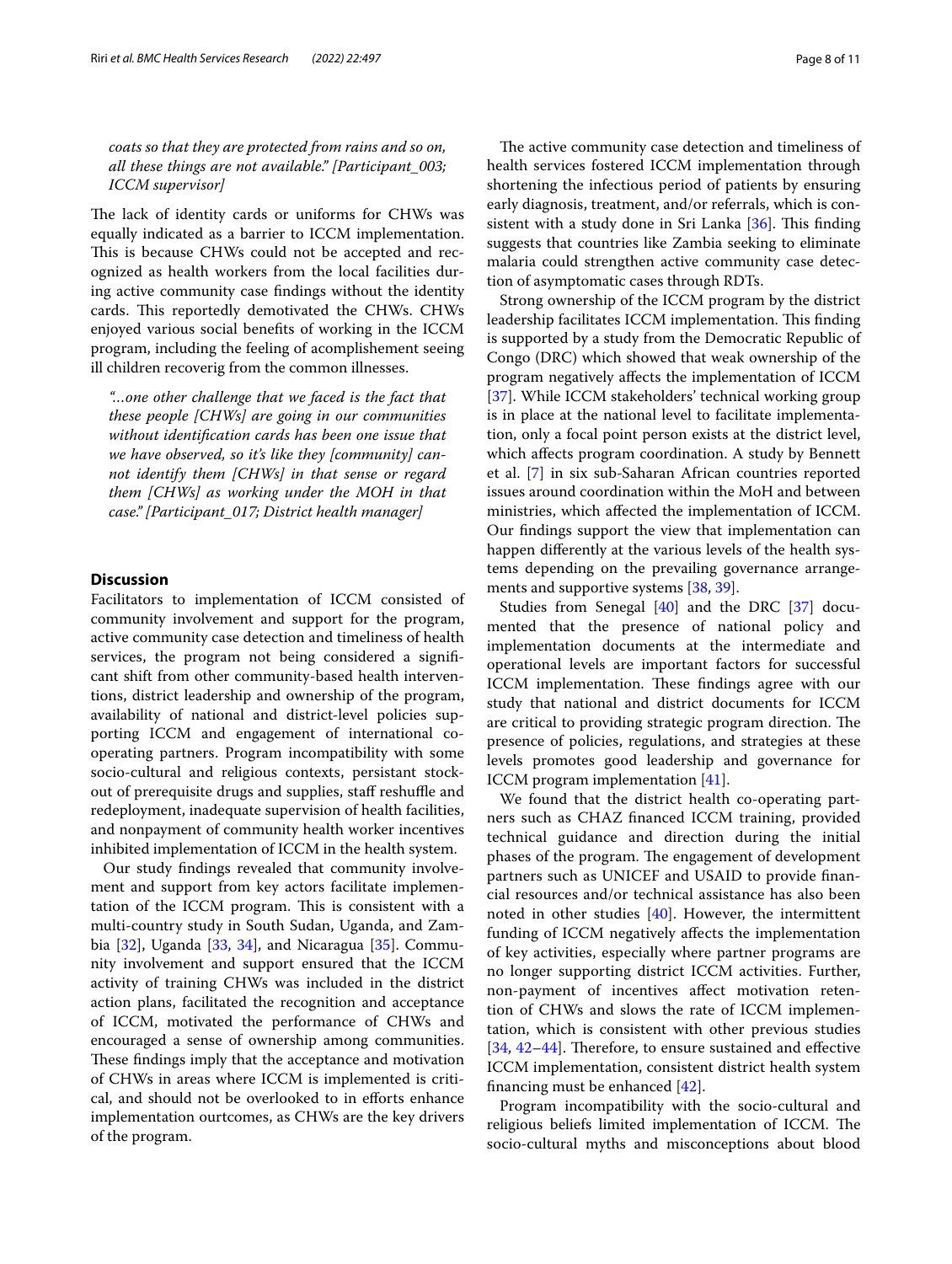*coats so that they are protected from rains and so on, all these things are not available." [Participant_003; ICCM supervisor]*

The lack of identity cards or uniforms for CHWs was equally indicated as a barrier to ICCM implementation. This is because CHWs could not be accepted and recognized as health workers from the local facilities during active community case findings without the identity cards. This reportedly demotivated the CHWs. CHWs enjoyed various social benefits of working in the ICCM program, including the feeling of acomplishement seeing ill children recoverig from the common illnesses.

*"...one other challenge that we faced is the fact that these people [CHWs] are going in our communities without identification cards has been one issue that we have observed, so it's like they [community] cannot identify them [CHWs] in that sense or regard them [CHWs] as working under the MOH in that case." [Participant_017; District health manager]*

## Discussion

Facilitators to implementation of ICCM consisted of community involvement and support for the program, active community case detection and timeliness of health services, the program not being considered a significant shift from other community-based health interventions, district leadership and ownership of the program, availability of national and district-level policies supporting ICCM and engagement of international cooperating partners. Program incompatibility with some socio-cultural and religious contexts, persistant stockout of prerequisite drugs and supplies, staff reshuffle and redeployment, inadequate supervision of health facilities, and nonpayment of community health worker incentives inhibited implementation of ICCM in the health system.

Our study findings revealed that community involvement and support from key actors facilitate implementation of the ICCM program. This is consistent with a multi-country study in South Sudan, Uganda, and Zambia [32], Uganda [33, 34], and Nicaragua [35]. Community involvement and support ensured that the ICCM activity of training CHWs was included in the district action plans, facilitated the recognition and acceptance of ICCM, motivated the performance of CHWs and encouraged a sense of ownership among communities. These findings imply that the acceptance and motivation of CHWs in areas where ICCM is implemented is critical, and should not be overlooked to in efforts enhance implementation ourtcomes, as CHWs are the key drivers of the program.

The active community case detection and timeliness of health services fostered ICCM implementation through shortening the infectious period of patients by ensuring early diagnosis, treatment, and/or referrals, which is consistent with a study done in Sri Lanka [36]. This finding suggests that countries like Zambia seeking to eliminate malaria could strengthen active community case detection of asymptomatic cases through RDTs.

Strong ownership of the ICCM program by the district leadership facilitates ICCM implementation. This finding is supported by a study from the Democratic Republic of Congo (DRC) which showed that weak ownership of the program negatively affects the implementation of ICCM [37]. While ICCM stakeholders' technical working group is in place at the national level to facilitate implementation, only a focal point person exists at the district level, which affects program coordination. A study by Bennett et al. [7] in six sub-Saharan African countries reported issues around coordination within the MoH and between ministries, which affected the implementation of ICCM. Our findings support the view that implementation can happen differently at the various levels of the health systems depending on the prevailing governance arrangements and supportive systems [38, 39].

Studies from Senegal [40] and the DRC [37] documented that the presence of national policy and implementation documents at the intermediate and operational levels are important factors for successful ICCM implementation. These findings agree with our study that national and district documents for ICCM are critical to providing strategic program direction. The presence of policies, regulations, and strategies at these levels promotes good leadership and governance for ICCM program implementation [41].

We found that the district health co-operating partners such as CHAZ financed ICCM training, provided technical guidance and direction during the initial phases of the program. The engagement of development partners such as UNICEF and USAID to provide financial resources and/or technical assistance has also been noted in other studies [40]. However, the intermittent funding of ICCM negatively affects the implementation of key activities, especially where partner programs are no longer supporting district ICCM activities. Further, non-payment of incentives affect motivation retention of CHWs and slows the rate of ICCM implementation, which is consistent with other previous studies [34, 42–44]. Therefore, to ensure sustained and effective ICCM implementation, consistent district health system financing must be enhanced [42].

Program incompatibility with the socio-cultural and religious beliefs limited implementation of ICCM. The socio-cultural myths and misconceptions about blood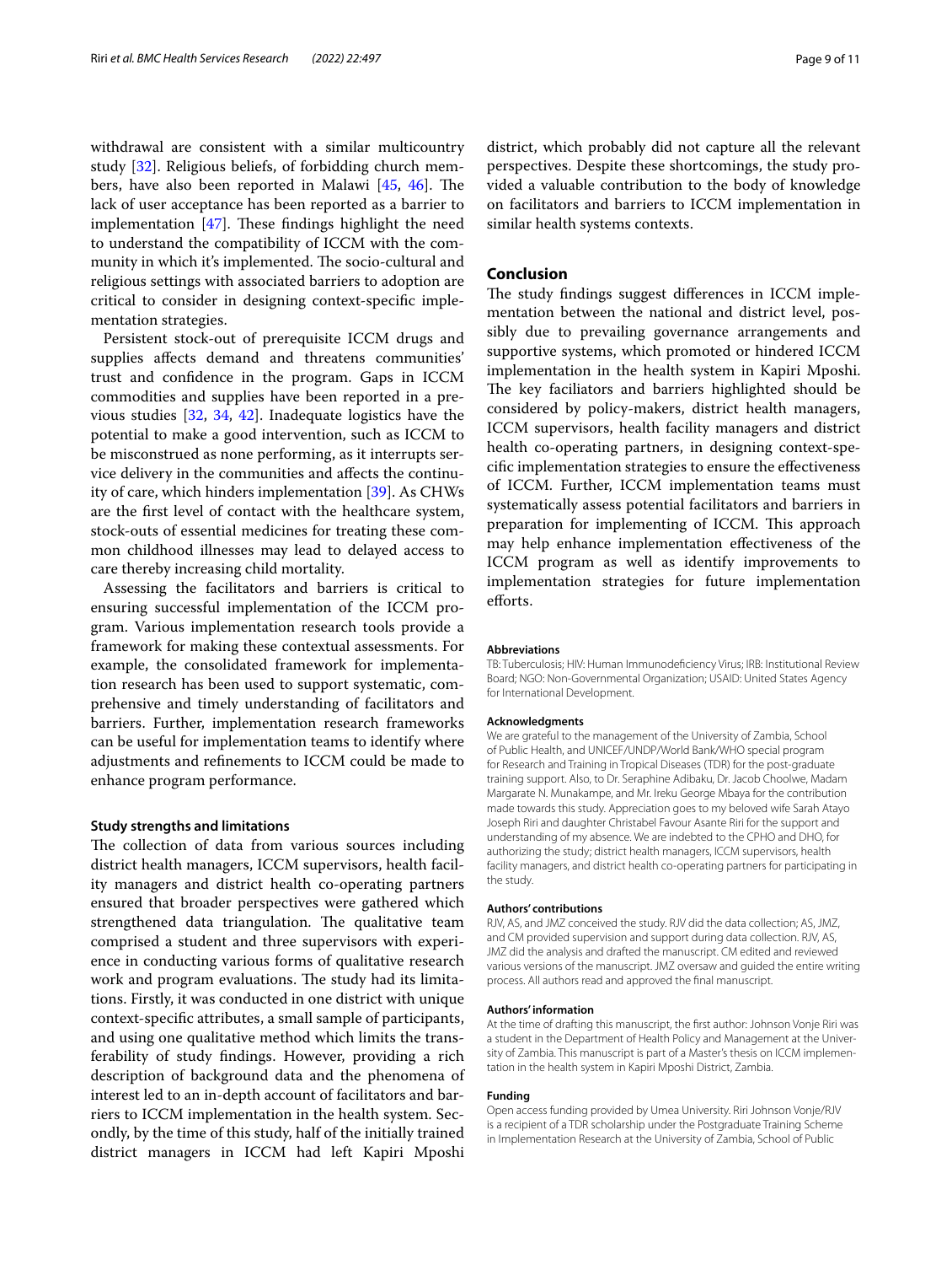withdrawal are consistent with a similar multicountry study [32]. Religious beliefs, of forbidding church members, have also been reported in Malawi [45, 46]. The lack of user acceptance has been reported as a barrier to implementation [47]. These findings highlight the need to understand the compatibility of ICCM with the community in which it's implemented. The socio-cultural and religious settings with associated barriers to adoption are critical to consider in designing context-specific implementation strategies.

Persistent stock-out of prerequisite ICCM drugs and supplies affects demand and threatens communities' trust and confidence in the program. Gaps in ICCM commodities and supplies have been reported in a previous studies [32, 34, 42]. Inadequate logistics have the potential to make a good intervention, such as ICCM to be misconstrued as none performing, as it interrupts service delivery in the communities and affects the continuity of care, which hinders implementation [39]. As CHWs are the first level of contact with the healthcare system, stock-outs of essential medicines for treating these common childhood illnesses may lead to delayed access to care thereby increasing child mortality.

Assessing the facilitators and barriers is critical to ensuring successful implementation of the ICCM program. Various implementation research tools provide a framework for making these contextual assessments. For example, the consolidated framework for implementation research has been used to support systematic, comprehensive and timely understanding of facilitators and barriers. Further, implementation research frameworks can be useful for implementation teams to identify where adjustments and refinements to ICCM could be made to enhance program performance.

### Study strengths and limitations

The collection of data from various sources including district health managers, ICCM supervisors, health facility managers and district health co-operating partners ensured that broader perspectives were gathered which strengthened data triangulation. The qualitative team comprised a student and three supervisors with experience in conducting various forms of qualitative research work and program evaluations. The study had its limitations. Firstly, it was conducted in one district with unique context-specific attributes, a small sample of participants, and using one qualitative method which limits the transferability of study findings. However, providing a rich description of background data and the phenomena of interest led to an in-depth account of facilitators and barriers to ICCM implementation in the health system. Secondly, by the time of this study, half of the initially trained district managers in ICCM had left Kapiri Mposhi district, which probably did not capture all the relevant perspectives. Despite these shortcomings, the study provided a valuable contribution to the body of knowledge on facilitators and barriers to ICCM implementation in similar health systems contexts.

## Conclusion

The study findings suggest differences in ICCM implementation between the national and district level, possibly due to prevailing governance arrangements and supportive systems, which promoted or hindered ICCM implementation in the health system in Kapiri Mposhi. The key faciliators and barriers highlighted should be considered by policy-makers, district health managers, ICCM supervisors, health facility managers and district health co-operating partners, in designing context-specific implementation strategies to ensure the effectiveness of ICCM. Further, ICCM implementation teams must systematically assess potential facilitators and barriers in preparation for implementing of ICCM. This approach may help enhance implementation effectiveness of the ICCM program as well as identify improvements to implementation strategies for future implementation efforts.

#### Abbreviations

TB: Tuberculosis; HIV: Human Immunodeficiency Virus; IRB: Institutional Review Board; NGO: Non-Governmental Organization; USAID: United States Agency for International Development.

#### Acknowledgments

We are grateful to the management of the University of Zambia, School of Public Health, and UNICEF/UNDP/World Bank/WHO special program for Research and Training in Tropical Diseases (TDR) for the post-graduate training support. Also, to Dr. Seraphine Adibaku, Dr. Jacob Choolwe, Madam Margarate N. Munakampe, and Mr. Ireku George Mbaya for the contribution made towards this study. Appreciation goes to my beloved wife Sarah Atayo Joseph Riri and daughter Christabel Favour Asante Riri for the support and understanding of my absence. We are indebted to the CPHO and DHO, for authorizing the study; district health managers, ICCM supervisors, health facility managers, and district health co-operating partners for participating in the study.

#### Authors' contributions

RJV, AS, and JMZ conceived the study. RJV did the data collection; AS, JMZ, and CM provided supervision and support during data collection. RJV, AS, JMZ did the analysis and drafted the manuscript. CM edited and reviewed various versions of the manuscript. JMZ oversaw and guided the entire writing process. All authors read and approved the final manuscript.

#### Authors' information

At the time of drafting this manuscript, the first author: Johnson Vonje Riri was a student in the Department of Health Policy and Management at the University of Zambia. This manuscript is part of a Master's thesis on ICCM implementation in the health system in Kapiri Mposhi District, Zambia.

#### Funding

Open access funding provided by Umea University. Riri Johnson Vonje/RJV is a recipient of a TDR scholarship under the Postgraduate Training Scheme in Implementation Research at the University of Zambia, School of Public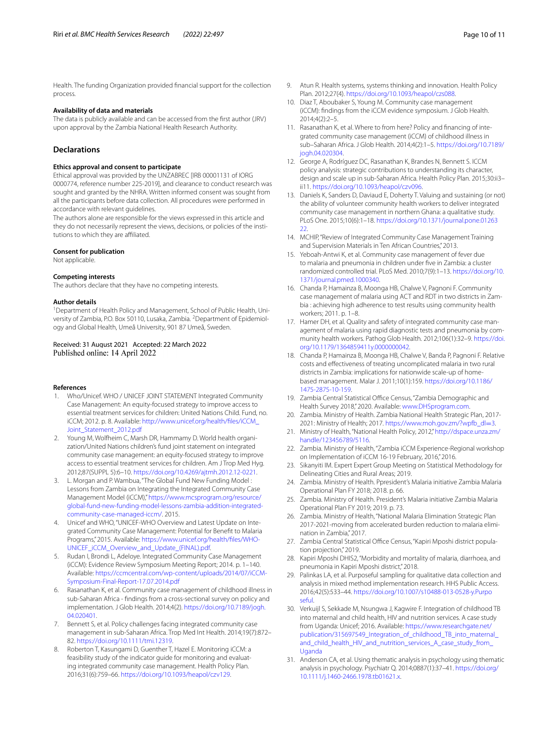Health. The funding Organization provided financial support for the collection process.

### Availability of data and materials

The data is publicly available and can be accessed from the first author (JRV) upon approval by the Zambia National Health Research Authority.

## Declarations

### Ethics approval and consent to participate

Ethical approval was provided by the UNZABREC [IRB 00001131 of IORG 0000774, reference number 225-2019], and clearance to conduct research was sought and granted by the NHRA. Written informed consent was sought from all the participants before data collection. All procedures were performed in accordance with relevant guidelines.

The authors alone are responsible for the views expressed in this article and they do not necessarily represent the views, decisions, or policies of the institutions to which they are affiliated.

### Consent for publication

Not applicable.

### Competing interests

The authors declare that they have no competing interests.

### Author details

[1]Department of Health Policy and Management, School of Public Health, University of Zambia, P.O. Box 50110, Lusaka, Zambia. [2]Department of Epidemiology and Global Health, Umeå University, 901 87 Umeå, Sweden.

Received: 31 August 2021 Accepted: 22 March 2022
Published online: 14 April 2022

### References

1. Who/Unicef. WHO / UNICEF JOINT STATEMENT Integrated Community Case Management: An equity-focused strategy to improve access to essential treatment services for children: United Nations Child. Fund, no. iCCM; 2012. p. 8. Available: http://www.unicef.org/health/files/iCCM_Joint_Statement_2012.pdf
2. Young M, Wolfheim C, Marsh DR, Hammamy D. World health organization/United Nations children's fund joint statement on integrated community case management: an equity-focused strategy to improve access to essential treatment services for children. Am J Trop Med Hyg. 2012;87(SUPPL 5):6–10. https://doi.org/10.4269/ajtmh.2012.12-0221.
3. L. Morgan and P. Wambua, "The Global Fund New Funding Model : Lessons from Zambia on Integrating the Integrated Community Case Management Model (iCCM)," https://www.mcsprogram.org/resource/global-fund-new-funding-model-lessons-zambia-addition-integrated-community-case-managed-iccm/. 2015.
4. Unicef and WHO, "UNICEF-WHO Overview and Latest Update on Integrated Community Case Management: Potential for Benefit to Malaria Programs," 2015. Available: https://www.unicef.org/health/files/WHO-UNICEF_iCCM_Overview_and_Update_(FINAL).pdf.
5. Rudan I, Brondi L, Adeloye. Integrated Community Case Management (iCCM): Evidence Review Symposium Meeting Report; 2014. p. 1–140. Available: https://ccmcentral.com/wp-content/uploads/2014/07/iCCM-Symposium-Final-Report-17.07.2014.pdf
6. Rasanathan K, et al. Community case management of childhood illness in sub-Saharan Africa - findings from a cross-sectional survey on policy and implementation. J Glob Health. 2014;4(2). https://doi.org/10.7189/jogh.04.020401.
7. Bennett S, et al. Policy challenges facing integrated community case management in sub-Saharan Africa. Trop Med Int Health. 2014;19(7):872–82. https://doi.org/10.1111/tmi.12319.
8. Roberton T, Kasungami D, Guenther T, Hazel E. Monitoring iCCM: a feasibility study of the indicator guide for monitoring and evaluating integrated community case management. Health Policy Plan. 2016;31(6):759–66. https://doi.org/10.1093/heapol/czv129.
9. Atun R. Health systems, systems thinking and innovation. Health Policy Plan. 2012;27(4). https://doi.org/10.1093/heapol/czs088.
10. Diaz T, Aboubaker S, Young M. Community case management (iCCM): findings from the iCCM evidence symposium. J Glob Health. 2014;4(2):2–5.
11. Rasanathan K, et al. Where to from here? Policy and financing of integrated community case management (iCCM) of childhood illness in sub–Saharan Africa. J Glob Health. 2014;4(2):1–5. https://doi.org/10.7189/jogh.04.020304.
12. George A, Rodríguez DC, Rasanathan K, Brandes N, Bennett S. ICCM policy analysis: strategic contributions to understanding its character, design and scale up in sub-Saharan Africa. Health Policy Plan. 2015;30:ii3–ii11. https://doi.org/10.1093/heapol/czv096.
13. Daniels K, Sanders D, Daviaud E, Doherty T. Valuing and sustaining (or not) the ability of volunteer community health workers to deliver integrated community case management in northern Ghana: a qualitative study. PLoS One. 2015;10(6):1–18. https://doi.org/10.1371/journal.pone.0126322.
14. MCHIP, "Review of Integrated Community Case Management Training and Supervision Materials in Ten African Countries," 2013.
15. Yeboah-Antwi K, et al. Community case management of fever due to malaria and pneumonia in children under five in Zambia: a cluster randomized controlled trial. PLoS Med. 2010;7(9):1–13. https://doi.org/10.1371/journal.pmed.1000340.
16. Chanda P, Hamainza B, Moonga HB, Chalwe V, Pagnoni F. Community case management of malaria using ACT and RDT in two districts in Zambia : achieving high adherence to test results using community health workers; 2011. p. 1–8.
17. Hamer DH, et al. Quality and safety of integrated community case management of malaria using rapid diagnostic tests and pneumonia by community health workers. Pathog Glob Health. 2012;106(1):32–9. https://doi.org/10.1179/1364859411y.0000000042.
18. Chanda P, Hamainza B, Moonga HB, Chalwe V, Banda P, Pagnoni F. Relative costs and effectiveness of treating uncomplicated malaria in two rural districts in Zambia: implications for nationwide scale-up of home-based management. Malar J. 2011;10(1):159. https://doi.org/10.1186/1475-2875-10-159.
19. Zambia Central Statistical Office Census, "Zambia Demographic and Health Survey 2018," 2020. Available: www.DHSprogram.com.
20. Zambia. Ministry of Health. Zambia National Health Strategic Plan, 2017-2021: Ministry of Health; 2017. https://www.moh.gov.zm/?wpfb_dl=3.
21. Ministry of Health, "National Health Policy, 2012," http://dspace.unza.zm/handle/123456789/5116.
22. Zambia. Ministry of Health, "Zambia iCCM Experience-Regional workshop on Implementation of iCCM 16-19 February, 2016," 2016.
23. Sikanyiti IM. Expert Expert Group Meeting on Statistical Methodology for Delineating Cities and Rural Areas; 2019.
24. Zambia. Ministry of Health. Ppresident's Malaria initiative Zambia Malaria Operational Plan FY 2018; 2018. p. 66.
25. Zambia. Ministry of Health. President's Malaria initiative Zambia Malaria Operational Plan FY 2019; 2019. p. 73.
26. Zambia. Ministry of Health, "National Malaria Elimination Strategic Plan 2017-2021-moving from accelerated burden reduction to malaria elimination in Zambia," 2017.
27. Zambia Central Statistical Office Census, "Kapiri Mposhi district population projection," 2019.
28. Kapiri Mposhi DHIS2, "Morbidity and mortality of malaria, diarrhoea, and pneumonia in Kapiri Mposhi district," 2018.
29. Palinkas LA, et al. Purposeful sampling for qualitative data collection and analysis in mixed method implementation research. HHS Public Access. 2016;42(5):533–44. https://doi.org/10.1007/s10488-013-0528-y.Purposeful.
30. Verkuijl S, Sekkade M, Nsungwa J, Kagwire F. Integration of childhood TB into maternal and child health, HIV and nutrition services. A case study from Uganda: Unicef; 2016. Available: https://www.researchgate.net/publication/315697549_Integration_of_childhood_TB_into_maternal_and_child_health_HIV_and_nutrition_services_A_case_study_from_Uganda
31. Anderson CA, et al. Using thematic analysis in psychology using thematic analysis in psychology. Psychiatr Q. 2014;0887(1):37–41. https://doi.org/10.1111/j.1460-2466.1978.tb01621.x.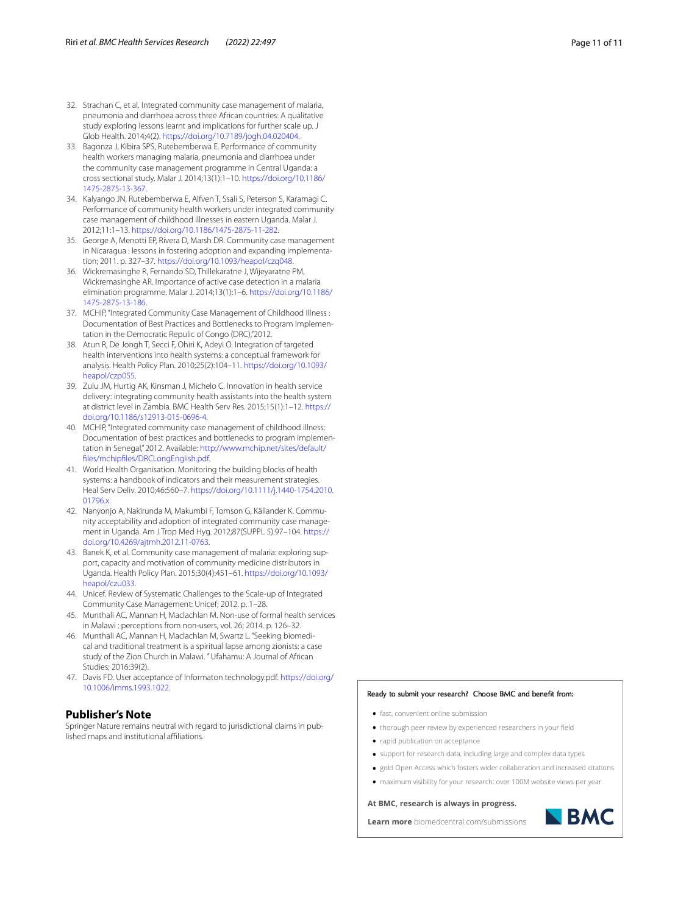32. Strachan C, et al. Integrated community case management of malaria, pneumonia and diarrhoea across three African countries: A qualitative study exploring lessons learnt and implications for further scale up. J Glob Health. 2014;4(2). https://doi.org/10.7189/jogh.04.020404.
33. Bagonza J, Kibira SPS, Rutebemberwa E. Performance of community health workers managing malaria, pneumonia and diarrhoea under the community case management programme in Central Uganda: a cross sectional study. Malar J. 2014;13(1):1–10. https://doi.org/10.1186/1475-2875-13-367.
34. Kalyango JN, Rutebemberwa E, Alfven T, Ssali S, Peterson S, Karamagi C. Performance of community health workers under integrated community case management of childhood illnesses in eastern Uganda. Malar J. 2012;11:1–13. https://doi.org/10.1186/1475-2875-11-282.
35. George A, Menotti EP, Rivera D, Marsh DR. Community case management in Nicaragua : lessons in fostering adoption and expanding implementation; 2011. p. 327–37. https://doi.org/10.1093/heapol/czq048.
36. Wickremasinghe R, Fernando SD, Thillekaratne J, Wijeyaratne PM, Wickremasinghe AR. Importance of active case detection in a malaria elimination programme. Malar J. 2014;13(1):1–6. https://doi.org/10.1186/1475-2875-13-186.
37. MCHIP, "Integrated Community Case Management of Childhood Illness : Documentation of Best Practices and Bottlenecks to Program Implementation in the Democratic Repulic of Congo (DRC),"2012.
38. Atun R, De Jongh T, Secci F, Ohiri K, Adeyi O. Integration of targeted health interventions into health systems: a conceptual framework for analysis. Health Policy Plan. 2010;25(2):104–11. https://doi.org/10.1093/heapol/czp055.
39. Zulu JM, Hurtig AK, Kinsman J, Michelo C. Innovation in health service delivery: integrating community health assistants into the health system at district level in Zambia. BMC Health Serv Res. 2015;15(1):1–12. https://doi.org/10.1186/s12913-015-0696-4.
40. MCHIP, "Integrated community case management of childhood illness: Documentation of best practices and bottlenecks to program implementation in Senegal," 2012. Available: http://www.mchip.net/sites/default/files/mchipfiles/DRCLongEnglish.pdf.
41. World Health Organisation. Monitoring the building blocks of health systems: a handbook of indicators and their measurement strategies. Heal Serv Deliv. 2010;46:560–7. https://doi.org/10.1111/j.1440-1754.2010.01796.x.
42. Nanyonjo A, Nakirunda M, Makumbi F, Tomson G, Källander K. Community acceptability and adoption of integrated community case management in Uganda. Am J Trop Med Hyg. 2012;87(SUPPL 5):97–104. https://doi.org/10.4269/ajtmh.2012.11-0763.
43. Banek K, et al. Community case management of malaria: exploring support, capacity and motivation of community medicine distributors in Uganda. Health Policy Plan. 2015;30(4):451–61. https://doi.org/10.1093/heapol/czu033.
44. Unicef. Review of Systematic Challenges to the Scale-up of Integrated Community Case Management: Unicef; 2012. p. 1–28.
45. Munthali AC, Mannan H, Maclachlan M. Non-use of formal health services in Malawi : perceptions from non-users, vol. 26; 2014. p. 126–32.
46. Munthali AC, Mannan H, Maclachlan M, Swartz L. "Seeking biomedical and traditional treatment is a spiritual lapse among zionists: a case study of the Zion Church in Malawi. " Ufahamu: A Journal of African Studies; 2016:39(2).
47. Davis FD. User acceptance of Informaton technology.pdf. https://doi.org/10.1006/imms.1993.1022.

## Publisher's Note

Springer Nature remains neutral with regard to jurisdictional claims in published maps and institutional affiliations.

Ready to submit your research? Choose BMC and benefit from:

- fast, convenient online submission
- thorough peer review by experienced researchers in your field
- rapid publication on acceptance
- support for research data, including large and complex data types
- gold Open Access which fosters wider collaboration and increased citations
- maximum visibility for your research: over 100M website views per year

**At BMC, research is always in progress.**

**Learn more** biomedcentral.com/submissions

BMC